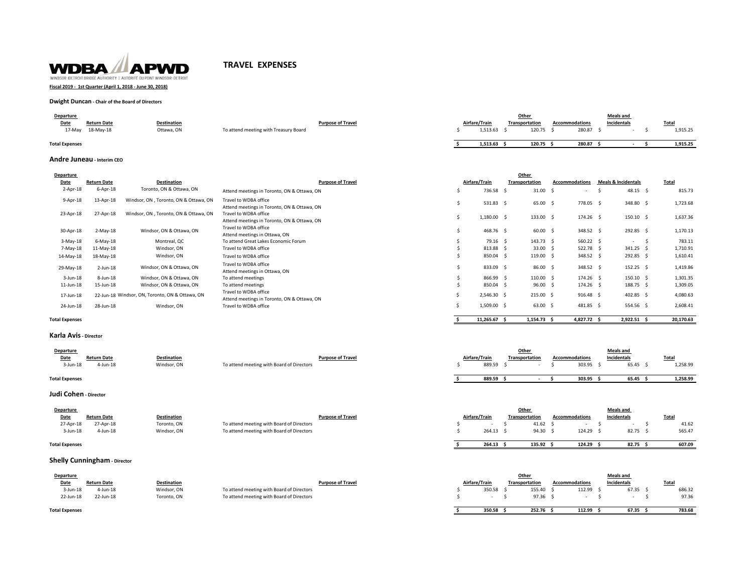WDBA APWD

WINDSOR-DETROIT BRIDGE AUTHORITY | AUTORITÉ DU PONT WINDSOR-DETROIT

# TRAVEL EXPENSES

**Fiscal 2019 - 1st Quarter (April 1, 2018 - June 30, 2018)**

### Dwight Duncan - Chair of the Board of Directors

| Departure Date | Return Date | Destination | Purpose of Travel | Airfare/Train | Other Transportation | Accommodations | Meals and Incidentals | Total |
|---|---|---|---|---|---|---|---|---|
| 17-May | 18-May-18 | Ottawa, ON | To attend meeting with Treasury Board | $ 1,513.63 | $ 120.75 | $ 280.87 | $ - | $ 1,915.25 |
| **Total Expenses** | | | | **$ 1,513.63** | **$ 120.75** | **$ 280.87** | **$ -** | **$ 1,915.25** |

### Andre Juneau - Interim CEO

| Departure Date | Return Date | Destination | Purpose of Travel | Airfare/Train | Other Transportation | Accommodations | Meals & Incidentals | Total |
|---|---|---|---|---|---|---|---|---|
| 2-Apr-18 | 6-Apr-18 | Toronto, ON & Ottawa, ON | Attend meetings in Toronto, ON & Ottawa, ON | $ 736.58 | $ 31.00 | $ - | $ 48.15 | $ 815.73 |
| 9-Apr-18 | 13-Apr-18 | Windsor, ON , Toronto, ON & Ottawa, ON | Travel to WDBA office<br>Attend meetings in Toronto, ON & Ottawa, ON | $ 531.83 | $ 65.00 | $ 778.05 | $ 348.80 | $ 1,723.68 |
| 23-Apr-18 | 27-Apr-18 | Windsor, ON , Toronto, ON & Ottawa, ON | Travel to WDBA office<br>Attend meetings in Toronto, ON & Ottawa, ON | $ 1,180.00 | $ 133.00 | $ 174.26 | $ 150.10 | $ 1,637.36 |
| 30-Apr-18 | 2-May-18 | Windsor, ON & Ottawa, ON | Travel to WDBA office<br>Attend meetings in Ottawa, ON | $ 468.76 | $ 60.00 | $ 348.52 | $ 292.85 | $ 1,170.13 |
| 3-May-18 | 6-May-18 | Montreal, QC | To attend Great Lakes Economic Forum | $ 79.16 | $ 143.73 | $ 560.22 | $ - | $ 783.11 |
| 7-May-18 | 11-May-18 | Windsor, ON | Travel to WDBA office | $ 813.88 | $ 33.00 | $ 522.78 | $ 341.25 | $ 1,710.91 |
| 14-May-18 | 18-May-18 | Windsor, ON | Travel to WDBA office | $ 850.04 | $ 119.00 | $ 348.52 | $ 292.85 | $ 1,610.41 |
| 29-May-18 | 2-Jun-18 | Windsor, ON & Ottawa, ON | Travel to WDBA office<br>Attend meetings in Ottawa, ON | $ 833.09 | $ 86.00 | $ 348.52 | $ 152.25 | $ 1,419.86 |
| 3-Jun-18 | 8-Jun-18 | Windsor, ON & Ottawa, ON | To attend meetings | $ 866.99 | $ 110.00 | $ 174.26 | $ 150.10 | $ 1,301.35 |
| 11-Jun-18 | 15-Jun-18 | Windsor, ON & Ottawa, ON | To attend meetings | $ 850.04 | $ 96.00 | $ 174.26 | $ 188.75 | $ 1,309.05 |
| 17-Jun-18 | 22-Jun-18 | Windsor, ON, Toronto, ON & Ottawa, ON | Travel to WDBA office<br>Attend meetings in Toronto, ON & Ottawa, ON | $ 2,546.30 | $ 215.00 | $ 916.48 | $ 402.85 | $ 4,080.63 |
| 24-Jun-18 | 28-Jun-18 | Windsor, ON | Travel to WDBA office | $ 1,509.00 | $ 63.00 | $ 481.85 | $ 554.56 | $ 2,608.41 |
| **Total Expenses** | | | | **$ 11,265.67** | **$ 1,154.73** | **$ 4,827.72** | **$ 2,922.51** | **$ 20,170.63** |

### Karla Avis - Director

| Departure Date | Return Date | Destination | Purpose of Travel | Airfare/Train | Other Transportation | Accommodations | Meals and Incidentals | Total |
|---|---|---|---|---|---|---|---|---|
| 3-Jun-18 | 4-Jun-18 | Windsor, ON | To attend meeting with Board of Directors | $ 889.59 | $ - | $ 303.95 | $ 65.45 | $ 1,258.99 |
| **Total Expenses** | | | | **$ 889.59** | **$ -** | **$ 303.95** | **$ 65.45** | **$ 1,258.99** |

### Judi Cohen - Director

| Departure Date | Return Date | Destination | Purpose of Travel | Airfare/Train | Other Transportation | Accommodations | Meals and Incidentals | Total |
|---|---|---|---|---|---|---|---|---|
| 27-Apr-18 | 27-Apr-18 | Toronto, ON | To attend meeting with Board of Directors | $ - | $ 41.62 | $ - | $ - | $ 41.62 |
| 3-Jun-18 | 4-Jun-18 | Windsor, ON | To attend meeting with Board of Directors | $ 264.13 | $ 94.30 | $ 124.29 | $ 82.75 | $ 565.47 |
| **Total Expenses** | | | | **$ 264.13** | **$ 135.92** | **$ 124.29** | **$ 82.75** | **$ 607.09** |

### Shelly Cunningham - Director

| Departure Date | Return Date | Destination | Purpose of Travel | Airfare/Train | Other Transportation | Accommodations | Meals and Incidentals | Total |
|---|---|---|---|---|---|---|---|---|
| 3-Jun-18 | 4-Jun-18 | Windsor, ON | To attend meeting with Board of Directors | $ 350.58 | $ 155.40 | $ 112.99 | $ 67.35 | $ 686.32 |
| 22-Jun-18 | 22-Jun-18 | Toronto, ON | To attend meeting with Board of Directors | $ - | $ 97.36 | $ - | $ - | $ 97.36 |
| **Total Expenses** | | | | **$ 350.58** | **$ 252.76** | **$ 112.99** | **$ 67.35** | **$ 783.68** |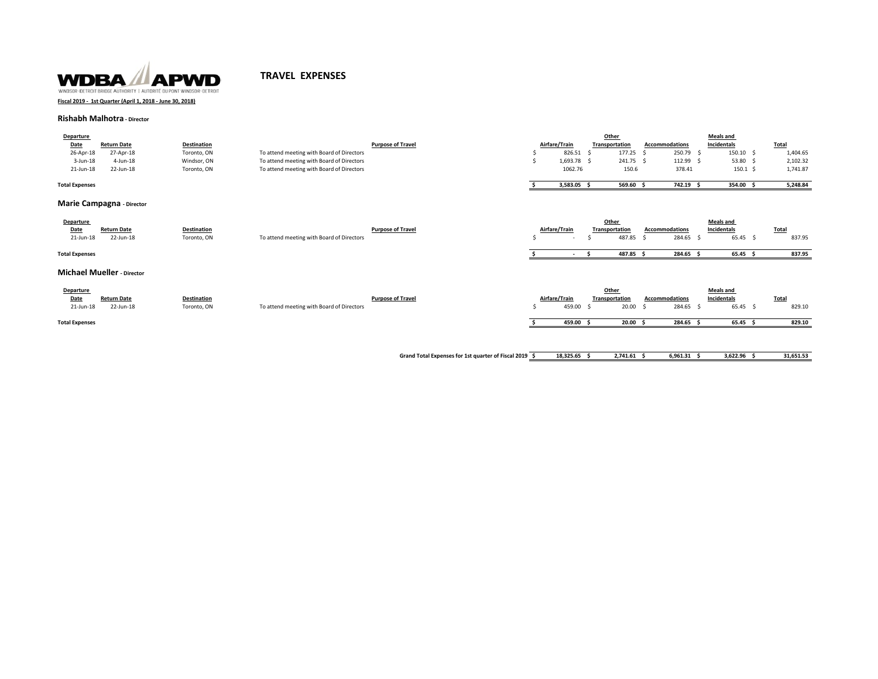WDBA APWD

WINDSOR-DETROIT BRIDGE AUTHORITY | AUTORITÉ DU PONT WINDSOR-DÉTROIT

# TRAVEL EXPENSES

**Fiscal 2019 - 1st Quarter (April 1, 2018 - June 30, 2018)**

## Rishabh Malhotra - Director

| Departure Date | Return Date | Destination | Purpose of Travel | Airfare/Train | Other Transportation | Accommodations | Meals and Incidentals | Total |
|---|---|---|---|---|---|---|---|---|
| 26-Apr-18 | 27-Apr-18 | Toronto, ON | To attend meeting with Board of Directors | $ 826.51 | $ 177.25 | $ 250.79 | $ 150.10 | $ 1,404.65 |
| 3-Jun-18 | 4-Jun-18 | Windsor, ON | To attend meeting with Board of Directors | $ 1,693.78 | $ 241.75 | $ 112.99 | $ 53.80 | $ 2,102.32 |
| 21-Jun-18 | 22-Jun-18 | Toronto, ON | To attend meeting with Board of Directors | 1062.76 | 150.6 | 378.41 | 150.1 | $ 1,741.87 |
| **Total Expenses** | | | | **$ 3,583.05** | **$ 569.60** | **$ 742.19** | **$ 354.00** | **$ 5,248.84** |

## Marie Campagna - Director

| Departure Date | Return Date | Destination | Purpose of Travel | Airfare/Train | Other Transportation | Accommodations | Meals and Incidentals | Total |
|---|---|---|---|---|---|---|---|---|
| 21-Jun-18 | 22-Jun-18 | Toronto, ON | To attend meeting with Board of Directors | $ - | $ 487.85 | $ 284.65 | $ 65.45 | $ 837.95 |
| **Total Expenses** | | | | **$ -** | **$ 487.85** | **$ 284.65** | **$ 65.45** | **$ 837.95** |

## Michael Mueller - Director

| Departure Date | Return Date | Destination | Purpose of Travel | Airfare/Train | Other Transportation | Accommodations | Meals and Incidentals | Total |
|---|---|---|---|---|---|---|---|---|
| 21-Jun-18 | 22-Jun-18 | Toronto, ON | To attend meeting with Board of Directors | $ 459.00 | $ 20.00 | $ 284.65 | $ 65.45 | $ 829.10 |
| **Total Expenses** | | | | **$ 459.00** | **$ 20.00** | **$ 284.65** | **$ 65.45** | **$ 829.10** |

| | Airfare/Train | Other Transportation | Accommodations | Meals and Incidentals | Total |
|---|---|---|---|---|---|
| **Grand Total Expenses for 1st quarter of Fiscal 2019** | **$ 18,325.65** | **$ 2,741.61** | **$ 6,961.31** | **$ 3,622.96** | **$ 31,651.53** |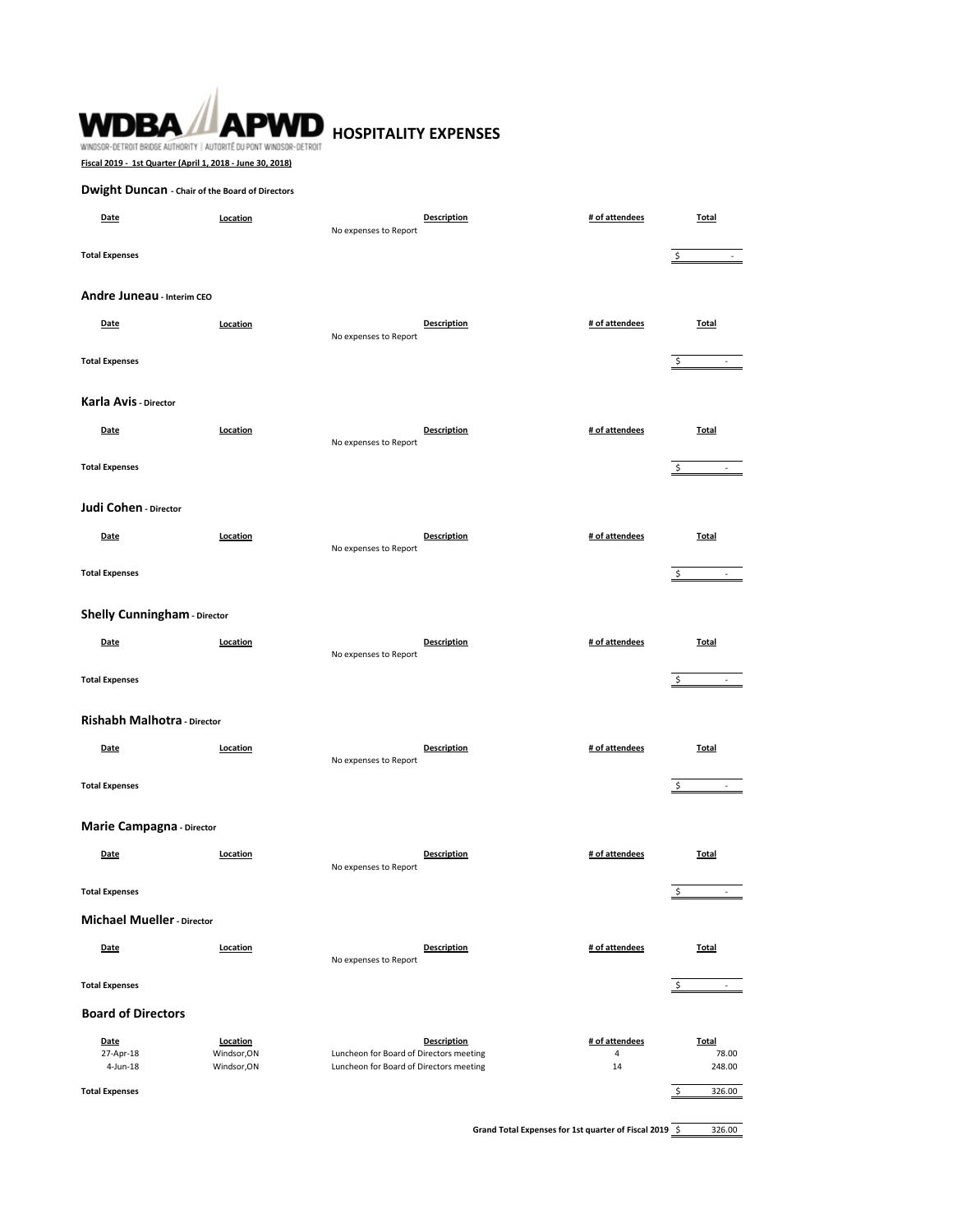WDBA APWD

WINDSOR-DETROIT BRIDGE AUTHORITY | AUTORITÉ DU PONT WINDSOR-DETROIT

# HOSPITALITY EXPENSES

**Fiscal 2019 - 1st Quarter (April 1, 2018 - June 30, 2018)**

## Dwight Duncan - Chair of the Board of Directors

| Date | Location | Description | # of attendees | Total |
|---|---|---|---|---|
| | | No expenses to Report | | |
| **Total Expenses** | | | | $ - |

## Andre Juneau - Interim CEO

| Date | Location | Description | # of attendees | Total |
|---|---|---|---|---|
| | | No expenses to Report | | |
| **Total Expenses** | | | | $ - |

## Karla Avis - Director

| Date | Location | Description | # of attendees | Total |
|---|---|---|---|---|
| | | No expenses to Report | | |
| **Total Expenses** | | | | $ - |

## Judi Cohen - Director

| Date | Location | Description | # of attendees | Total |
|---|---|---|---|---|
| | | No expenses to Report | | |
| **Total Expenses** | | | | $ - |

## Shelly Cunningham - Director

| Date | Location | Description | # of attendees | Total |
|---|---|---|---|---|
| | | No expenses to Report | | |
| **Total Expenses** | | | | $ - |

## Rishabh Malhotra - Director

| Date | Location | Description | # of attendees | Total |
|---|---|---|---|---|
| | | No expenses to Report | | |
| **Total Expenses** | | | | $ - |

## Marie Campagna - Director

| Date | Location | Description | # of attendees | Total |
|---|---|---|---|---|
| | | No expenses to Report | | |
| **Total Expenses** | | | | $ - |

## Michael Mueller - Director

| Date | Location | Description | # of attendees | Total |
|---|---|---|---|---|
| | | No expenses to Report | | |
| **Total Expenses** | | | | $ - |

## Board of Directors

| Date | Location | Description | # of attendees | Total |
|---|---|---|---|---|
| 27-Apr-18 | Windsor,ON | Luncheon for Board of Directors meeting | 4 | 78.00 |
| 4-Jun-18 | Windsor,ON | Luncheon for Board of Directors meeting | 14 | 248.00 |
| **Total Expenses** | | | | $ 326.00 |

**Grand Total Expenses for 1st quarter of Fiscal 2019** $ 326.00